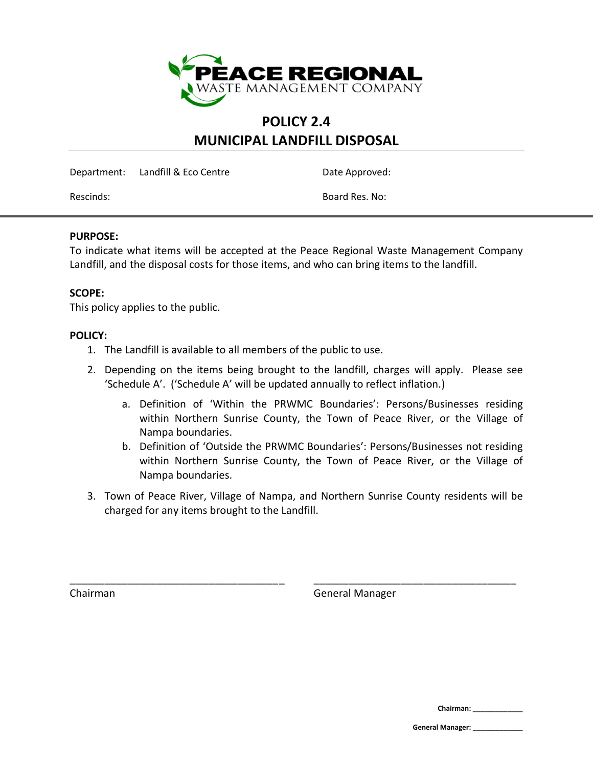PEACE REGIONAL
WASTE MANAGEMENT COMPANY

# POLICY 2.4
# MUNICIPAL LANDFILL DISPOSAL

| | | | |
|---|---|---|---|
| Department: | Landfill & Eco Centre | Date Approved: | |
| Rescinds: | | Board Res. No: | |

**PURPOSE:**
To indicate what items will be accepted at the Peace Regional Waste Management Company Landfill, and the disposal costs for those items, and who can bring items to the landfill.

**SCOPE:**
This policy applies to the public.

**POLICY:**

1. The Landfill is available to all members of the public to use.
2. Depending on the items being brought to the landfill, charges will apply. Please see 'Schedule A'. ('Schedule A' will be updated annually to reflect inflation.)
   a. Definition of 'Within the PRWMC Boundaries': Persons/Businesses residing within Northern Sunrise County, the Town of Peace River, or the Village of Nampa boundaries.
   b. Definition of 'Outside the PRWMC Boundaries': Persons/Businesses not residing within Northern Sunrise County, the Town of Peace River, or the Village of Nampa boundaries.
3. Town of Peace River, Village of Nampa, and Northern Sunrise County residents will be charged for any items brought to the Landfill.

_______________________________________ &nbsp;&nbsp;&nbsp;&nbsp; _______________________________________

Chairman &nbsp;&nbsp;&nbsp;&nbsp;&nbsp;&nbsp;&nbsp;&nbsp;&nbsp;&nbsp;&nbsp;&nbsp;&nbsp;&nbsp;&nbsp;&nbsp;&nbsp;&nbsp;&nbsp;&nbsp;&nbsp;&nbsp;&nbsp;&nbsp;&nbsp;&nbsp;&nbsp;&nbsp;&nbsp;&nbsp;&nbsp;&nbsp;&nbsp;&nbsp; General Manager

**Chairman:** ____________

**General Manager:** ____________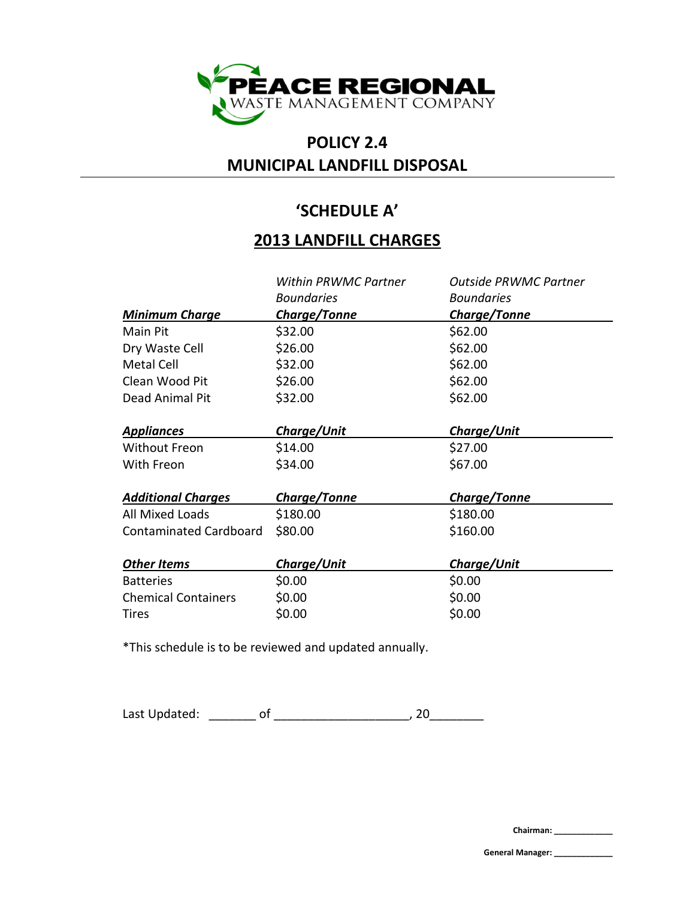PEACE REGIONAL
WASTE MANAGEMENT COMPANY

# POLICY 2.4
# MUNICIPAL LANDFILL DISPOSAL

## 'SCHEDULE A'

## 2013 LANDFILL CHARGES

| | *Within PRWMC Partner Boundaries* | *Outside PRWMC Partner Boundaries* |
|---|---|---|
| ***Minimum Charge*** | ***Charge/Tonne*** | ***Charge/Tonne*** |
| Main Pit | $32.00 | $62.00 |
| Dry Waste Cell | $26.00 | $62.00 |
| Metal Cell | $32.00 | $62.00 |
| Clean Wood Pit | $26.00 | $62.00 |
| Dead Animal Pit | $32.00 | $62.00 |
| ***Appliances*** | ***Charge/Unit*** | ***Charge/Unit*** |
| Without Freon | $14.00 | $27.00 |
| With Freon | $34.00 | $67.00 |
| ***Additional Charges*** | ***Charge/Tonne*** | ***Charge/Tonne*** |
| All Mixed Loads | $180.00 | $180.00 |
| Contaminated Cardboard | $80.00 | $160.00 |
| ***Other Items*** | ***Charge/Unit*** | ***Charge/Unit*** |
| Batteries | $0.00 | $0.00 |
| Chemical Containers | $0.00 | $0.00 |
| Tires | $0.00 | $0.00 |

*This schedule is to be reviewed and updated annually.

Last Updated: _______ of ____________________, 20________

**Chairman:** _____________

**General Manager:** _____________